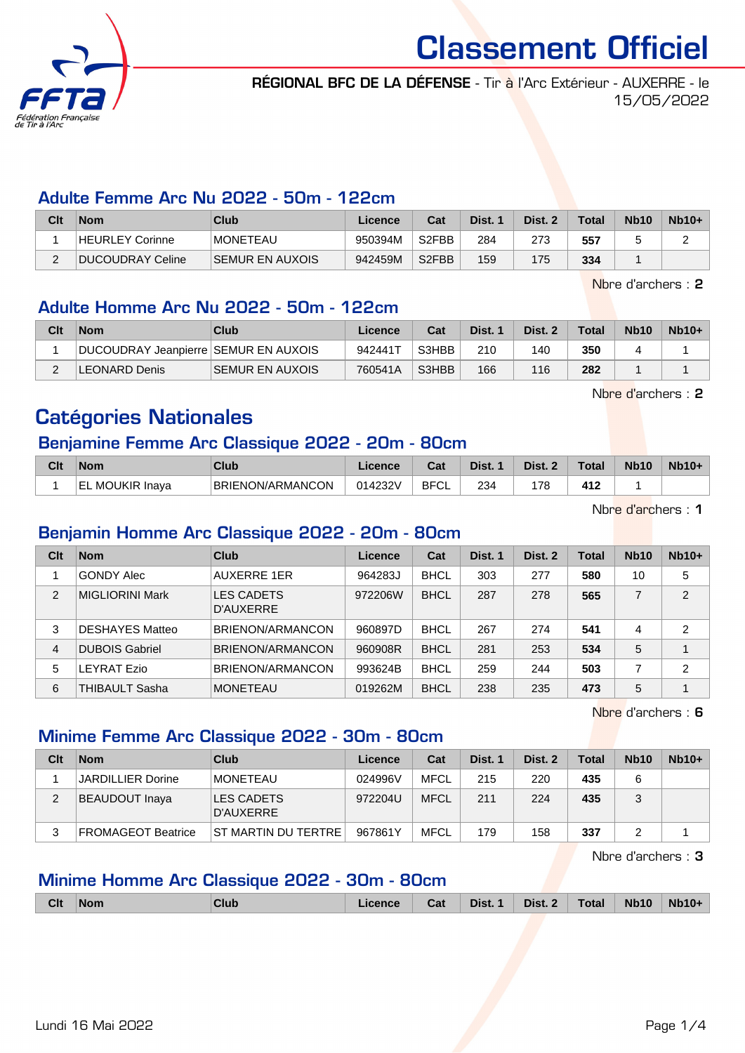# Classement Officiel

**RÉGIONAL BFC DE LA DÉFENSE** - Tir à l'Arc Extérieur - AUXERRE - le 15/05/2022

## Adulte Femme Arc Nu 2022 - 50m - 122cm

| Clt | Nom | Club | Licence | Cat | Dist. 1 | Dist. 2 | Total | Nb10 | Nb10+ |
|---|---|---|---|---|---|---|---|---|---|
| 1 | HEURLEY Corinne | MONETEAU | 950394M | S2FBB | 284 | 273 | **557** | 5 | 2 |
| 2 | DUCOUDRAY Celine | SEMUR EN AUXOIS | 942459M | S2FBB | 159 | 175 | **334** | 1 | |

Nbre d'archers : **2**

## Adulte Homme Arc Nu 2022 - 50m - 122cm

| Clt | Nom | Club | Licence | Cat | Dist. 1 | Dist. 2 | Total | Nb10 | Nb10+ |
|---|---|---|---|---|---|---|---|---|---|
| 1 | DUCOUDRAY Jeanpierre | SEMUR EN AUXOIS | 942441T | S3HBB | 210 | 140 | **350** | 4 | 1 |
| 2 | LEONARD Denis | SEMUR EN AUXOIS | 760541A | S3HBB | 166 | 116 | **282** | 1 | 1 |

Nbre d'archers : **2**

# Catégories Nationales

## Benjamine Femme Arc Classique 2022 - 20m - 80cm

| Clt | Nom | Club | Licence | Cat | Dist. 1 | Dist. 2 | Total | Nb10 | Nb10+ |
|---|---|---|---|---|---|---|---|---|---|
| 1 | EL MOUKIR Inaya | BRIENON/ARMANCON | 014232V | BFCL | 234 | 178 | **412** | 1 | |

Nbre d'archers : **1**

## Benjamin Homme Arc Classique 2022 - 20m - 80cm

| Clt | Nom | Club | Licence | Cat | Dist. 1 | Dist. 2 | Total | Nb10 | Nb10+ |
|---|---|---|---|---|---|---|---|---|---|
| 1 | GONDY Alec | AUXERRE 1ER | 964283J | BHCL | 303 | 277 | **580** | 10 | 5 |
| 2 | MIGLIORINI Mark | LES CADETS D'AUXERRE | 972206W | BHCL | 287 | 278 | **565** | 7 | 2 |
| 3 | DESHAYES Matteo | BRIENON/ARMANCON | 960897D | BHCL | 267 | 274 | **541** | 4 | 2 |
| 4 | DUBOIS Gabriel | BRIENON/ARMANCON | 960908R | BHCL | 281 | 253 | **534** | 5 | 1 |
| 5 | LEYRAT Ezio | BRIENON/ARMANCON | 993624B | BHCL | 259 | 244 | **503** | 7 | 2 |
| 6 | THIBAULT Sasha | MONETEAU | 019262M | BHCL | 238 | 235 | **473** | 5 | 1 |

Nbre d'archers : **6**

## Minime Femme Arc Classique 2022 - 30m - 80cm

| Clt | Nom | Club | Licence | Cat | Dist. 1 | Dist. 2 | Total | Nb10 | Nb10+ |
|---|---|---|---|---|---|---|---|---|---|
| 1 | JARDILLIER Dorine | MONETEAU | 024996V | MFCL | 215 | 220 | **435** | 6 | |
| 2 | BEAUDOUT Inaya | LES CADETS D'AUXERRE | 972204U | MFCL | 211 | 224 | **435** | 3 | |
| 3 | FROMAGEOT Beatrice | ST MARTIN DU TERTRE | 967861Y | MFCL | 179 | 158 | **337** | 2 | 1 |

Nbre d'archers : **3**

## Minime Homme Arc Classique 2022 - 30m - 80cm

| Clt | Nom | Club | Licence | Cat | Dist. 1 | Dist. 2 | Total | Nb10 | Nb10+ |
|---|---|---|---|---|---|---|---|---|---|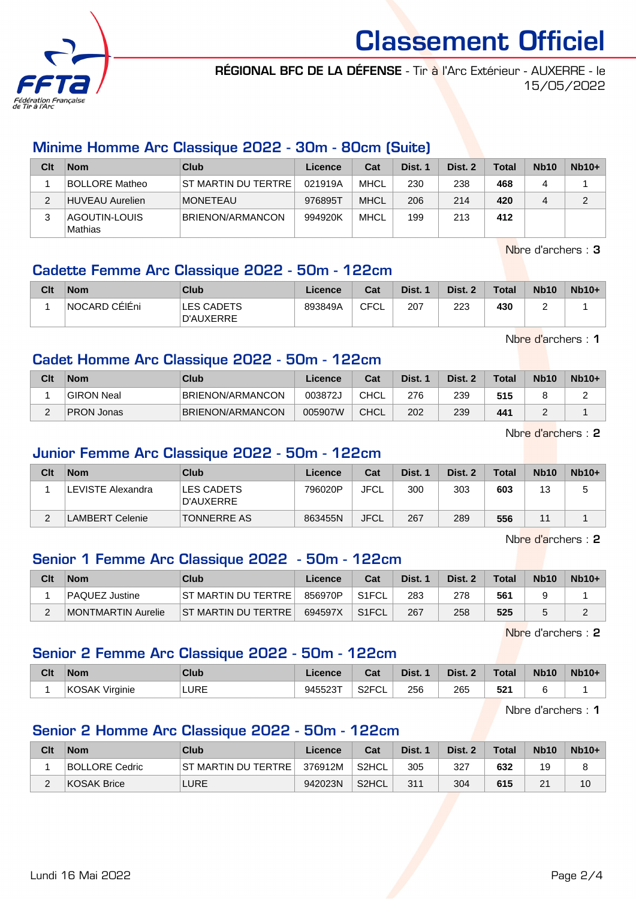# Classement Officiel

**RÉGIONAL BFC DE LA DÉFENSE** - Tir à l'Arc Extérieur - AUXERRE - le 15/05/2022

## Minime Homme Arc Classique 2022 - 30m - 80cm (Suite)

| Clt | Nom | Club | Licence | Cat | Dist. 1 | Dist. 2 | Total | Nb10 | Nb10+ |
|---|---|---|---|---|---|---|---|---|---|
| 1 | BOLLORE Matheo | ST MARTIN DU TERTRE | 021919A | MHCL | 230 | 238 | **468** | 4 | 1 |
| 2 | HUVEAU Aurelien | MONETEAU | 976895T | MHCL | 206 | 214 | **420** | 4 | 2 |
| 3 | AGOUTIN-LOUIS Mathias | BRIENON/ARMANCON | 994920K | MHCL | 199 | 213 | **412** | | |

Nbre d'archers : **3**

## Cadette Femme Arc Classique 2022 - 50m - 122cm

| Clt | Nom | Club | Licence | Cat | Dist. 1 | Dist. 2 | Total | Nb10 | Nb10+ |
|---|---|---|---|---|---|---|---|---|---|
| 1 | NOCARD CÉIÉni | LES CADETS D'AUXERRE | 893849A | CFCL | 207 | 223 | **430** | 2 | 1 |

Nbre d'archers : **1**

## Cadet Homme Arc Classique 2022 - 50m - 122cm

| Clt | Nom | Club | Licence | Cat | Dist. 1 | Dist. 2 | Total | Nb10 | Nb10+ |
|---|---|---|---|---|---|---|---|---|---|
| 1 | GIRON Neal | BRIENON/ARMANCON | 003872J | CHCL | 276 | 239 | **515** | 8 | 2 |
| 2 | PRON Jonas | BRIENON/ARMANCON | 005907W | CHCL | 202 | 239 | **441** | 2 | 1 |

Nbre d'archers : **2**

## Junior Femme Arc Classique 2022 - 50m - 122cm

| Clt | Nom | Club | Licence | Cat | Dist. 1 | Dist. 2 | Total | Nb10 | Nb10+ |
|---|---|---|---|---|---|---|---|---|---|
| 1 | LEVISTE Alexandra | LES CADETS D'AUXERRE | 796020P | JFCL | 300 | 303 | **603** | 13 | 5 |
| 2 | LAMBERT Celenie | TONNERRE AS | 863455N | JFCL | 267 | 289 | **556** | 11 | 1 |

Nbre d'archers : **2**

## Senior 1 Femme Arc Classique 2022 - 50m - 122cm

| Clt | Nom | Club | Licence | Cat | Dist. 1 | Dist. 2 | Total | Nb10 | Nb10+ |
|---|---|---|---|---|---|---|---|---|---|
| 1 | PAQUEZ Justine | ST MARTIN DU TERTRE | 856970P | S1FCL | 283 | 278 | **561** | 9 | 1 |
| 2 | MONTMARTIN Aurelie | ST MARTIN DU TERTRE | 694597X | S1FCL | 267 | 258 | **525** | 5 | 2 |

Nbre d'archers : **2**

## Senior 2 Femme Arc Classique 2022 - 50m - 122cm

| Clt | Nom | Club | Licence | Cat | Dist. 1 | Dist. 2 | Total | Nb10 | Nb10+ |
|---|---|---|---|---|---|---|---|---|---|
| 1 | KOSAK Virginie | LURE | 945523T | S2FCL | 256 | 265 | **521** | 6 | 1 |

Nbre d'archers : **1**

## Senior 2 Homme Arc Classique 2022 - 50m - 122cm

| Clt | Nom | Club | Licence | Cat | Dist. 1 | Dist. 2 | Total | Nb10 | Nb10+ |
|---|---|---|---|---|---|---|---|---|---|
| 1 | BOLLORE Cedric | ST MARTIN DU TERTRE | 376912M | S2HCL | 305 | 327 | **632** | 19 | 8 |
| 2 | KOSAK Brice | LURE | 942023N | S2HCL | 311 | 304 | **615** | 21 | 10 |

Lundi 16 Mai 2022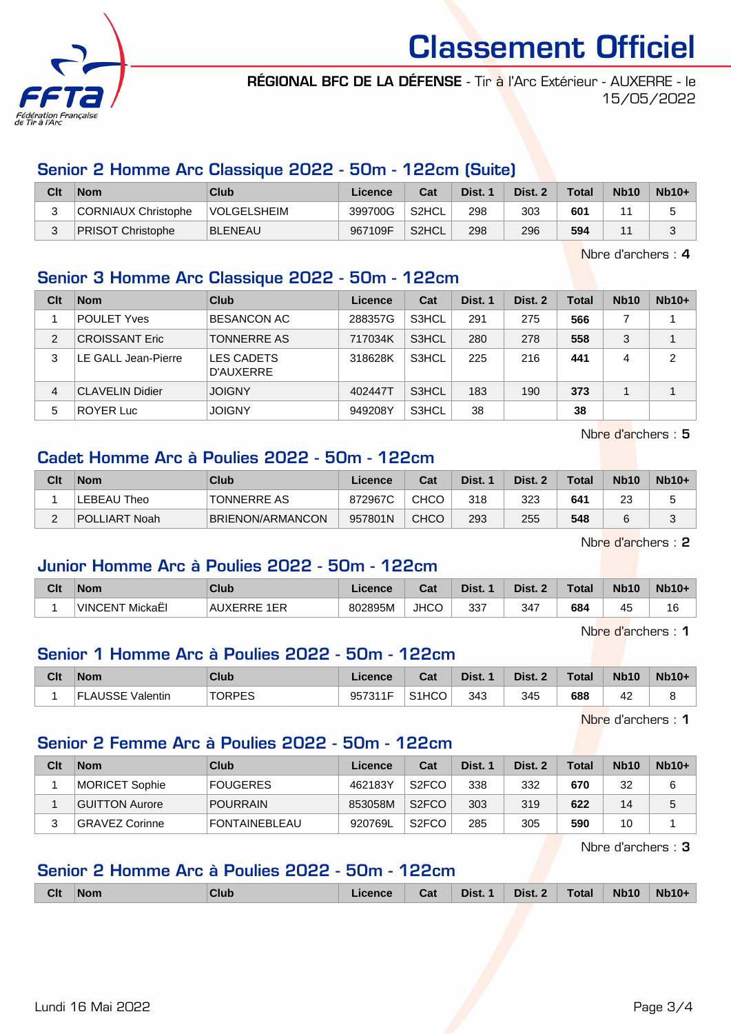# Classement Officiel

**RÉGIONAL BFC DE LA DÉFENSE** - Tir à l'Arc Extérieur - AUXERRE - le 15/05/2022

## Senior 2 Homme Arc Classique 2022 - 50m - 122cm (Suite)

| Clt | Nom | Club | Licence | Cat | Dist. 1 | Dist. 2 | Total | Nb10 | Nb10+ |
|---|---|---|---|---|---|---|---|---|---|
| 3 | CORNIAUX Christophe | VOLGELSHEIM | 399700G | S2HCL | 298 | 303 | **601** | 11 | 5 |
| 3 | PRISOT Christophe | BLENEAU | 967109F | S2HCL | 298 | 296 | **594** | 11 | 3 |

Nbre d'archers : **4**

## Senior 3 Homme Arc Classique 2022 - 50m - 122cm

| Clt | Nom | Club | Licence | Cat | Dist. 1 | Dist. 2 | Total | Nb10 | Nb10+ |
|---|---|---|---|---|---|---|---|---|---|
| 1 | POULET Yves | BESANCON AC | 288357G | S3HCL | 291 | 275 | **566** | 7 | 1 |
| 2 | CROISSANT Eric | TONNERRE AS | 717034K | S3HCL | 280 | 278 | **558** | 3 | 1 |
| 3 | LE GALL Jean-Pierre | LES CADETS D'AUXERRE | 318628K | S3HCL | 225 | 216 | **441** | 4 | 2 |
| 4 | CLAVELIN Didier | JOIGNY | 402447T | S3HCL | 183 | 190 | **373** | 1 | 1 |
| 5 | ROYER Luc | JOIGNY | 949208Y | S3HCL | 38 | | **38** | | |

Nbre d'archers : **5**

## Cadet Homme Arc à Poulies 2022 - 50m - 122cm

| Clt | Nom | Club | Licence | Cat | Dist. 1 | Dist. 2 | Total | Nb10 | Nb10+ |
|---|---|---|---|---|---|---|---|---|---|
| 1 | LEBEAU Theo | TONNERRE AS | 872967C | CHCO | 318 | 323 | **641** | 23 | 5 |
| 2 | POLLIART Noah | BRIENON/ARMANCON | 957801N | CHCO | 293 | 255 | **548** | 6 | 3 |

Nbre d'archers : **2**

## Junior Homme Arc à Poulies 2022 - 50m - 122cm

| Clt | Nom | Club | Licence | Cat | Dist. 1 | Dist. 2 | Total | Nb10 | Nb10+ |
|---|---|---|---|---|---|---|---|---|---|
| 1 | VINCENT MickaËl | AUXERRE 1ER | 802895M | JHCO | 337 | 347 | **684** | 45 | 16 |

Nbre d'archers : **1**

## Senior 1 Homme Arc à Poulies 2022 - 50m - 122cm

| Clt | Nom | Club | Licence | Cat | Dist. 1 | Dist. 2 | Total | Nb10 | Nb10+ |
|---|---|---|---|---|---|---|---|---|---|
| 1 | FLAUSSE Valentin | TORPES | 957311F | S1HCO | 343 | 345 | **688** | 42 | 8 |

Nbre d'archers : **1**

## Senior 2 Femme Arc à Poulies 2022 - 50m - 122cm

| Clt | Nom | Club | Licence | Cat | Dist. 1 | Dist. 2 | Total | Nb10 | Nb10+ |
|---|---|---|---|---|---|---|---|---|---|
| 1 | MORICET Sophie | FOUGERES | 462183Y | S2FCO | 338 | 332 | **670** | 32 | 6 |
| 1 | GUITTON Aurore | POURRAIN | 853058M | S2FCO | 303 | 319 | **622** | 14 | 5 |
| 3 | GRAVEZ Corinne | FONTAINEBLEAU | 920769L | S2FCO | 285 | 305 | **590** | 10 | 1 |

Nbre d'archers : **3**

## Senior 2 Homme Arc à Poulies 2022 - 50m - 122cm

| Clt | Nom | Club | Licence | Cat | Dist. 1 | Dist. 2 | Total | Nb10 | Nb10+ |
|---|---|---|---|---|---|---|---|---|---|

Lundi 16 Mai 2022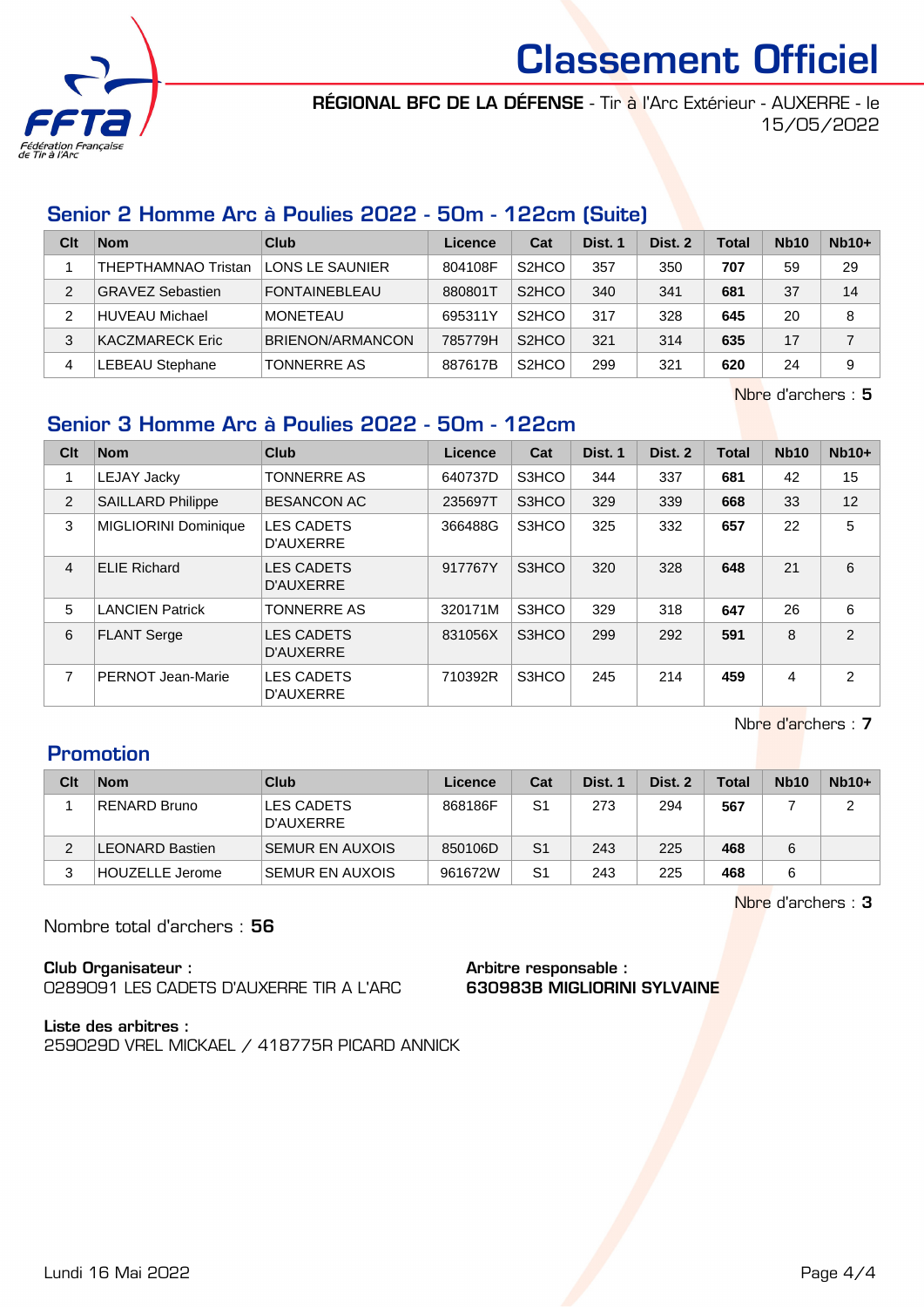# Classement Officiel

**RÉGIONAL BFC DE LA DÉFENSE** - Tir à l'Arc Extérieur - AUXERRE - le 15/05/2022

## Senior 2 Homme Arc à Poulies 2022 - 50m - 122cm (Suite)

| Clt | Nom | Club | Licence | Cat | Dist. 1 | Dist. 2 | Total | Nb10 | Nb10+ |
|---|---|---|---|---|---|---|---|---|---|
| 1 | THEPTHAMNAO Tristan | LONS LE SAUNIER | 804108F | S2HCO | 357 | 350 | **707** | 59 | 29 |
| 2 | GRAVEZ Sebastien | FONTAINEBLEAU | 880801T | S2HCO | 340 | 341 | **681** | 37 | 14 |
| 2 | HUVEAU Michael | MONETEAU | 695311Y | S2HCO | 317 | 328 | **645** | 20 | 8 |
| 3 | KACZMARECK Eric | BRIENON/ARMANCON | 785779H | S2HCO | 321 | 314 | **635** | 17 | 7 |
| 4 | LEBEAU Stephane | TONNERRE AS | 887617B | S2HCO | 299 | 321 | **620** | 24 | 9 |

Nbre d'archers : **5**

## Senior 3 Homme Arc à Poulies 2022 - 50m - 122cm

| Clt | Nom | Club | Licence | Cat | Dist. 1 | Dist. 2 | Total | Nb10 | Nb10+ |
|---|---|---|---|---|---|---|---|---|---|
| 1 | LEJAY Jacky | TONNERRE AS | 640737D | S3HCO | 344 | 337 | **681** | 42 | 15 |
| 2 | SAILLARD Philippe | BESANCON AC | 235697T | S3HCO | 329 | 339 | **668** | 33 | 12 |
| 3 | MIGLIORINI Dominique | LES CADETS D'AUXERRE | 366488G | S3HCO | 325 | 332 | **657** | 22 | 5 |
| 4 | ELIE Richard | LES CADETS D'AUXERRE | 917767Y | S3HCO | 320 | 328 | **648** | 21 | 6 |
| 5 | LANCIEN Patrick | TONNERRE AS | 320171M | S3HCO | 329 | 318 | **647** | 26 | 6 |
| 6 | FLANT Serge | LES CADETS D'AUXERRE | 831056X | S3HCO | 299 | 292 | **591** | 8 | 2 |
| 7 | PERNOT Jean-Marie | LES CADETS D'AUXERRE | 710392R | S3HCO | 245 | 214 | **459** | 4 | 2 |

Nbre d'archers : **7**

## Promotion

| Clt | Nom | Club | Licence | Cat | Dist. 1 | Dist. 2 | Total | Nb10 | Nb10+ |
|---|---|---|---|---|---|---|---|---|---|
| 1 | RENARD Bruno | LES CADETS D'AUXERRE | 868186F | S1 | 273 | 294 | **567** | 7 | 2 |
| 2 | LEONARD Bastien | SEMUR EN AUXOIS | 850106D | S1 | 243 | 225 | **468** | 6 | |
| 3 | HOUZELLE Jerome | SEMUR EN AUXOIS | 961672W | S1 | 243 | 225 | **468** | 6 | |

Nbre d'archers : **3**

Nombre total d'archers : **56**

**Club Organisateur :**
0289091 LES CADETS D'AUXERRE TIR A L'ARC

**Arbitre responsable :**
**630983B MIGLIORINI SYLVAINE**

**Liste des arbitres :**
259029D VREL MICKAEL / 418775R PICARD ANNICK

Lundi 16 Mai 2022